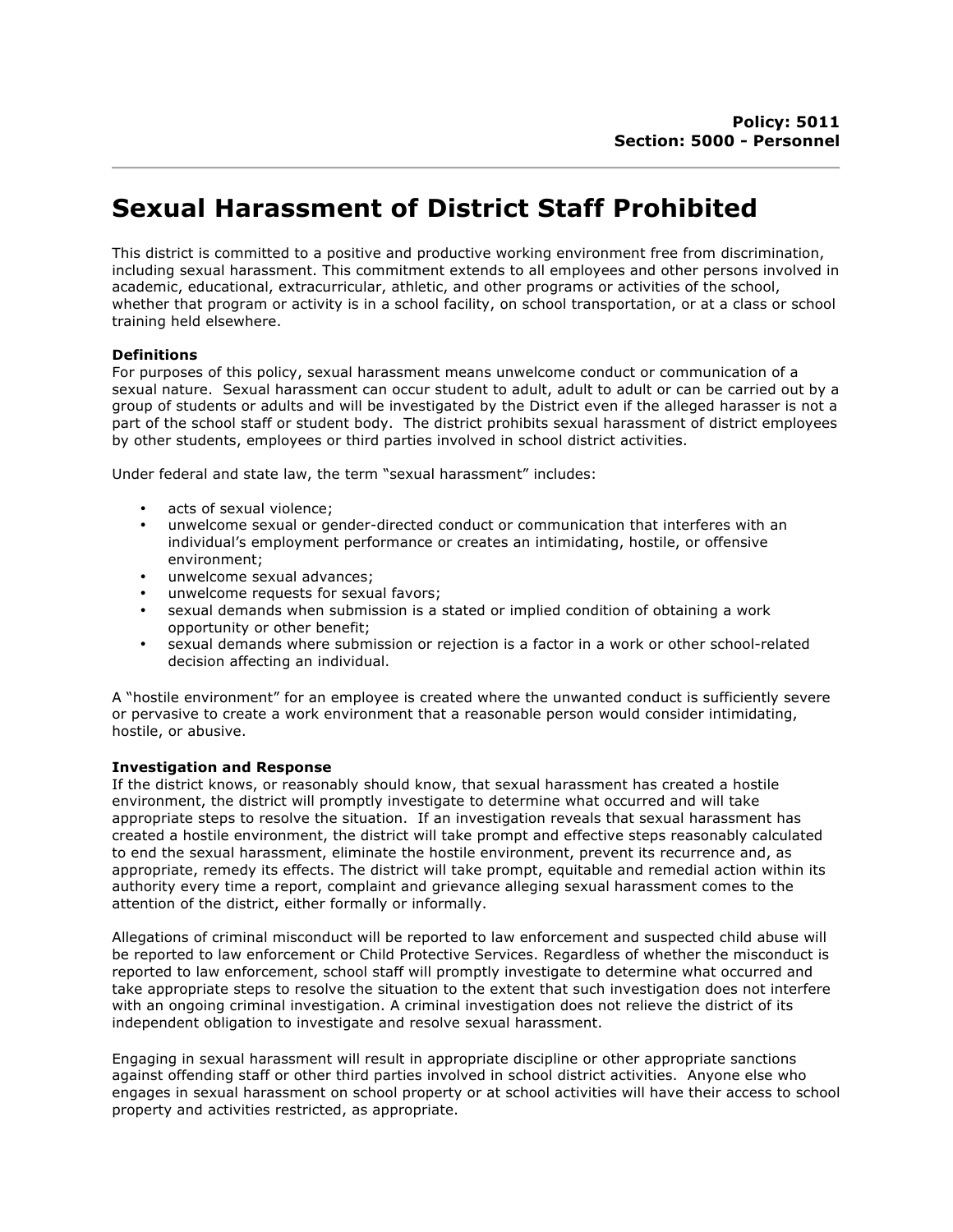**Policy: 5011**
**Section: 5000 - Personnel**

# Sexual Harassment of District Staff Prohibited

This district is committed to a positive and productive working environment free from discrimination, including sexual harassment. This commitment extends to all employees and other persons involved in academic, educational, extracurricular, athletic, and other programs or activities of the school, whether that program or activity is in a school facility, on school transportation, or at a class or school training held elsewhere.

**Definitions**

For purposes of this policy, sexual harassment means unwelcome conduct or communication of a sexual nature. Sexual harassment can occur student to adult, adult to adult or can be carried out by a group of students or adults and will be investigated by the District even if the alleged harasser is not a part of the school staff or student body. The district prohibits sexual harassment of district employees by other students, employees or third parties involved in school district activities.

Under federal and state law, the term "sexual harassment" includes:

- acts of sexual violence;
- unwelcome sexual or gender-directed conduct or communication that interferes with an individual's employment performance or creates an intimidating, hostile, or offensive environment;
- unwelcome sexual advances;
- unwelcome requests for sexual favors;
- sexual demands when submission is a stated or implied condition of obtaining a work opportunity or other benefit;
- sexual demands where submission or rejection is a factor in a work or other school-related decision affecting an individual.

A "hostile environment" for an employee is created where the unwanted conduct is sufficiently severe or pervasive to create a work environment that a reasonable person would consider intimidating, hostile, or abusive.

**Investigation and Response**

If the district knows, or reasonably should know, that sexual harassment has created a hostile environment, the district will promptly investigate to determine what occurred and will take appropriate steps to resolve the situation. If an investigation reveals that sexual harassment has created a hostile environment, the district will take prompt and effective steps reasonably calculated to end the sexual harassment, eliminate the hostile environment, prevent its recurrence and, as appropriate, remedy its effects. The district will take prompt, equitable and remedial action within its authority every time a report, complaint and grievance alleging sexual harassment comes to the attention of the district, either formally or informally.

Allegations of criminal misconduct will be reported to law enforcement and suspected child abuse will be reported to law enforcement or Child Protective Services. Regardless of whether the misconduct is reported to law enforcement, school staff will promptly investigate to determine what occurred and take appropriate steps to resolve the situation to the extent that such investigation does not interfere with an ongoing criminal investigation. A criminal investigation does not relieve the district of its independent obligation to investigate and resolve sexual harassment.

Engaging in sexual harassment will result in appropriate discipline or other appropriate sanctions against offending staff or other third parties involved in school district activities. Anyone else who engages in sexual harassment on school property or at school activities will have their access to school property and activities restricted, as appropriate.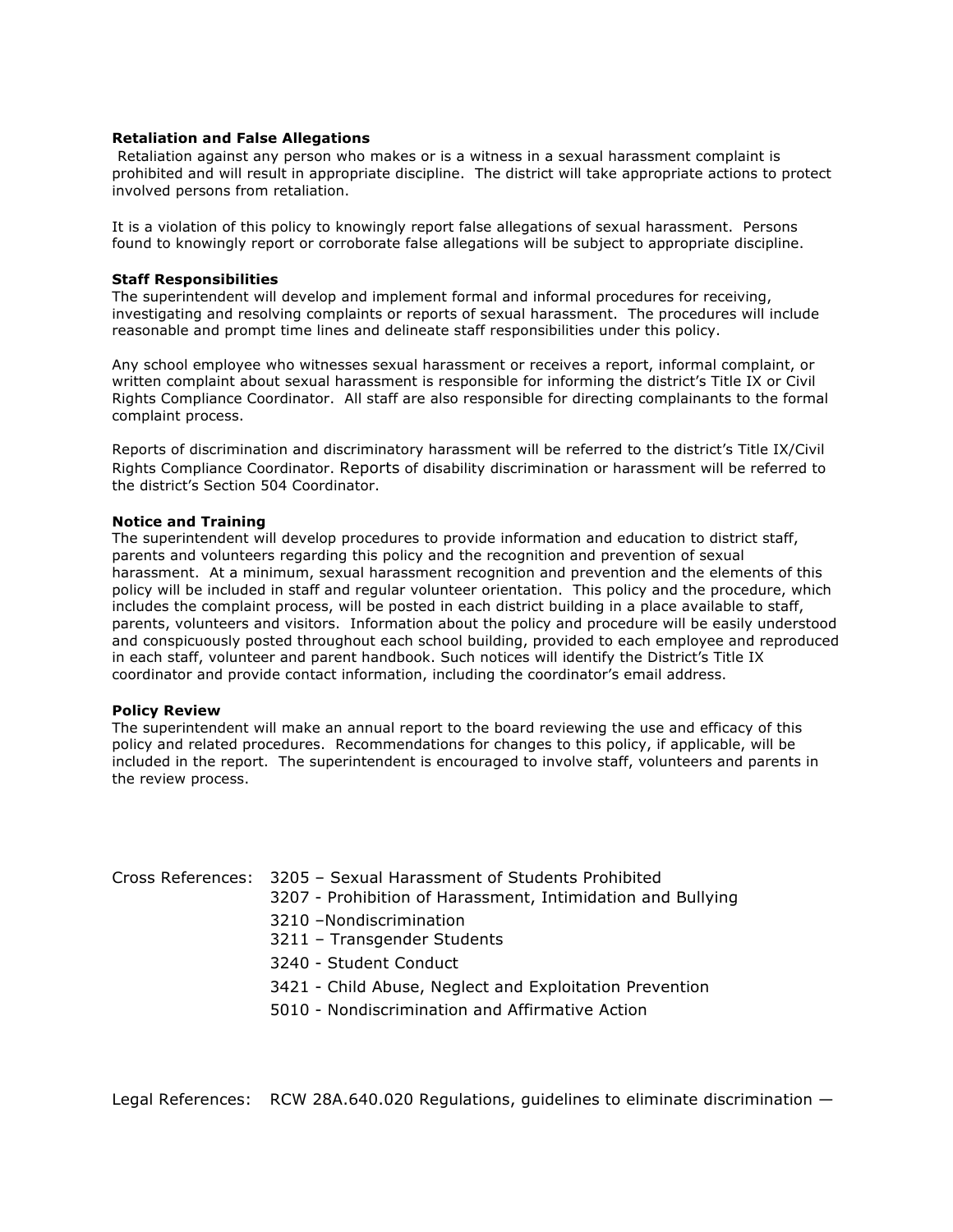**Retaliation and False Allegations**

Retaliation against any person who makes or is a witness in a sexual harassment complaint is prohibited and will result in appropriate discipline. The district will take appropriate actions to protect involved persons from retaliation.

It is a violation of this policy to knowingly report false allegations of sexual harassment. Persons found to knowingly report or corroborate false allegations will be subject to appropriate discipline.

**Staff Responsibilities**

The superintendent will develop and implement formal and informal procedures for receiving, investigating and resolving complaints or reports of sexual harassment. The procedures will include reasonable and prompt time lines and delineate staff responsibilities under this policy.

Any school employee who witnesses sexual harassment or receives a report, informal complaint, or written complaint about sexual harassment is responsible for informing the district's Title IX or Civil Rights Compliance Coordinator. All staff are also responsible for directing complainants to the formal complaint process.

Reports of discrimination and discriminatory harassment will be referred to the district's Title IX/Civil Rights Compliance Coordinator. Reports of disability discrimination or harassment will be referred to the district's Section 504 Coordinator.

**Notice and Training**

The superintendent will develop procedures to provide information and education to district staff, parents and volunteers regarding this policy and the recognition and prevention of sexual harassment. At a minimum, sexual harassment recognition and prevention and the elements of this policy will be included in staff and regular volunteer orientation. This policy and the procedure, which includes the complaint process, will be posted in each district building in a place available to staff, parents, volunteers and visitors. Information about the policy and procedure will be easily understood and conspicuously posted throughout each school building, provided to each employee and reproduced in each staff, volunteer and parent handbook. Such notices will identify the District's Title IX coordinator and provide contact information, including the coordinator's email address.

**Policy Review**

The superintendent will make an annual report to the board reviewing the use and efficacy of this policy and related procedures. Recommendations for changes to this policy, if applicable, will be included in the report. The superintendent is encouraged to involve staff, volunteers and parents in the review process.

Cross References:
- 3205 – Sexual Harassment of Students Prohibited
- 3207 - Prohibition of Harassment, Intimidation and Bullying
- 3210 –Nondiscrimination
- 3211 – Transgender Students
- 3240 - Student Conduct
- 3421 - Child Abuse, Neglect and Exploitation Prevention
- 5010 - Nondiscrimination and Affirmative Action

Legal References: RCW 28A.640.020 Regulations, guidelines to eliminate discrimination —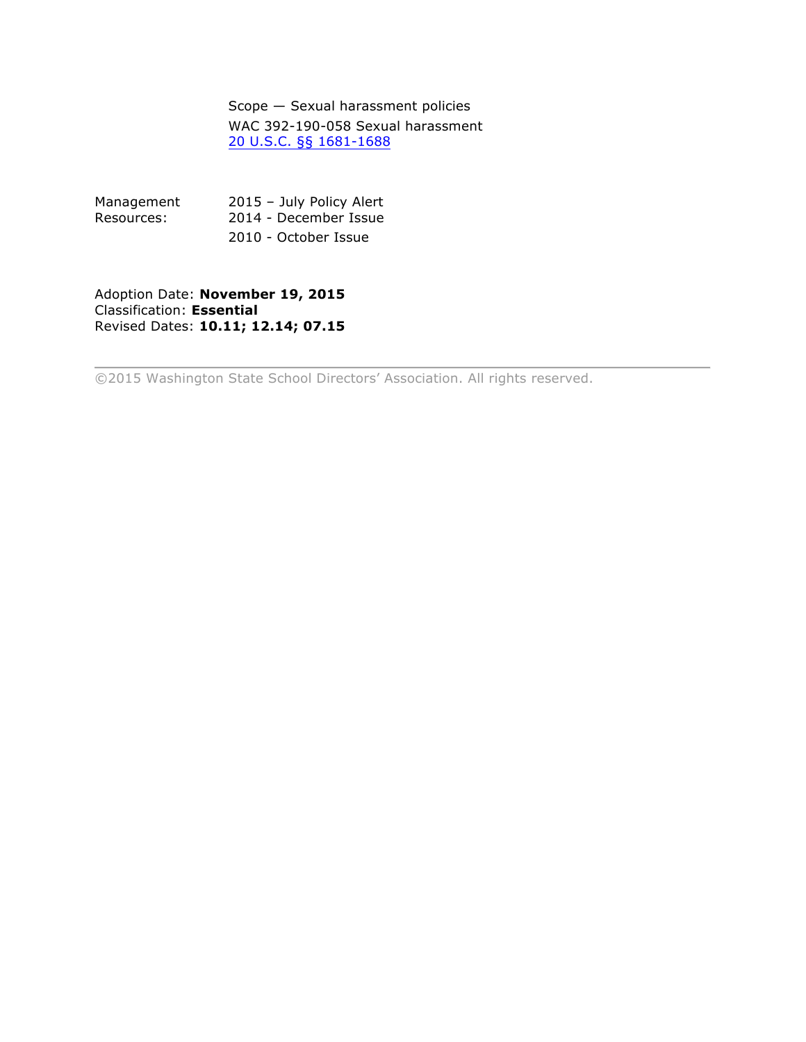Scope — Sexual harassment policies
WAC 392-190-058 Sexual harassment
20 U.S.C. §§ 1681-1688

| | |
|---|---|
| Management Resources: | 2015 – July Policy Alert |
| | 2014 - December Issue |
| | 2010 - October Issue |

Adoption Date: **November 19, 2015**
Classification: **Essential**
Revised Dates: **10.11; 12.14; 07.15**

---

©2015 Washington State School Directors' Association. All rights reserved.